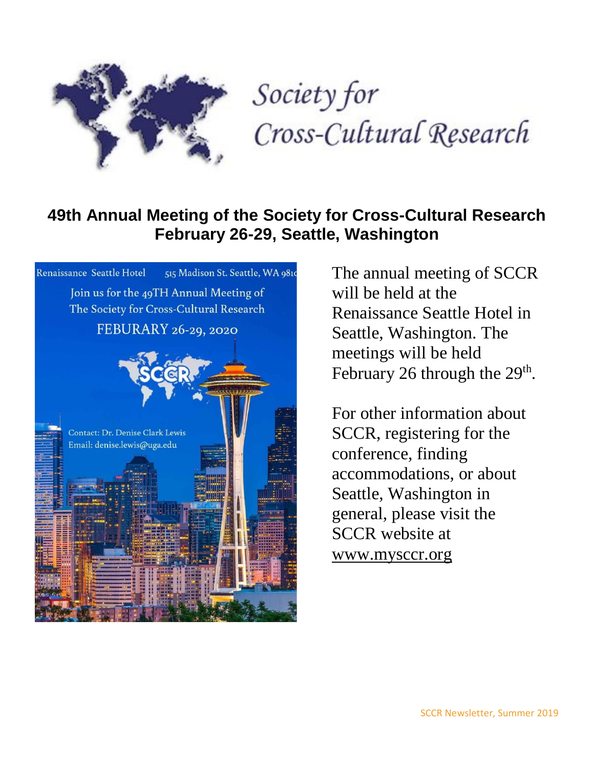# Society for Cross-Cultural Research

## 49th Annual Meeting of the Society for Cross-Cultural Research
## February 26-29, Seattle, Washington

Renaissance Seattle Hotel 515 Madison St. Seattle, WA 981

Join us for the 49TH Annual Meeting of The Society for Cross-Cultural Research

FEBURARY 26-29, 2020

SCCR

Contact: Dr. Denise Clark Lewis
Email: denise.lewis@uga.edu

The annual meeting of SCCR will be held at the Renaissance Seattle Hotel in Seattle, Washington. The meetings will be held February 26 through the 29th.

For other information about SCCR, registering for the conference, finding accommodations, or about Seattle, Washington in general, please visit the SCCR website at www.mysccr.org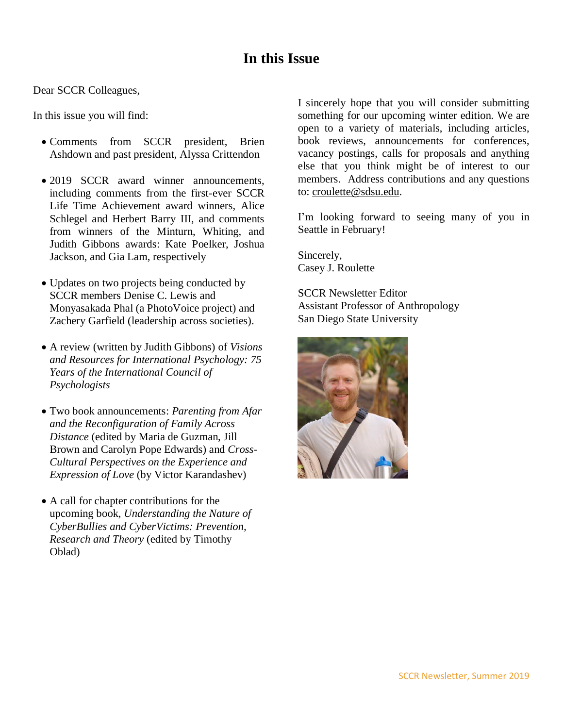# In this Issue

Dear SCCR Colleagues,

In this issue you will find:

- Comments from SCCR president, Brien Ashdown and past president, Alyssa Crittendon
- 2019 SCCR award winner announcements, including comments from the first-ever SCCR Life Time Achievement award winners, Alice Schlegel and Herbert Barry III, and comments from winners of the Minturn, Whiting, and Judith Gibbons awards: Kate Poelker, Joshua Jackson, and Gia Lam, respectively
- Updates on two projects being conducted by SCCR members Denise C. Lewis and Monyasakada Phal (a PhotoVoice project) and Zachery Garfield (leadership across societies).
- A review (written by Judith Gibbons) of *Visions and Resources for International Psychology: 75 Years of the International Council of Psychologists*
- Two book announcements: *Parenting from Afar and the Reconfiguration of Family Across Distance* (edited by Maria de Guzman, Jill Brown and Carolyn Pope Edwards) and *Cross-Cultural Perspectives on the Experience and Expression of Love* (by Victor Karandashev)
- A call for chapter contributions for the upcoming book, *Understanding the Nature of CyberBullies and CyberVictims: Prevention, Research and Theory* (edited by Timothy Oblad)

I sincerely hope that you will consider submitting something for our upcoming winter edition. We are open to a variety of materials, including articles, book reviews, announcements for conferences, vacancy postings, calls for proposals and anything else that you think might be of interest to our members. Address contributions and any questions to: croulette@sdsu.edu.

I'm looking forward to seeing many of you in Seattle in February!

Sincerely,
Casey J. Roulette

SCCR Newsletter Editor
Assistant Professor of Anthropology
San Diego State University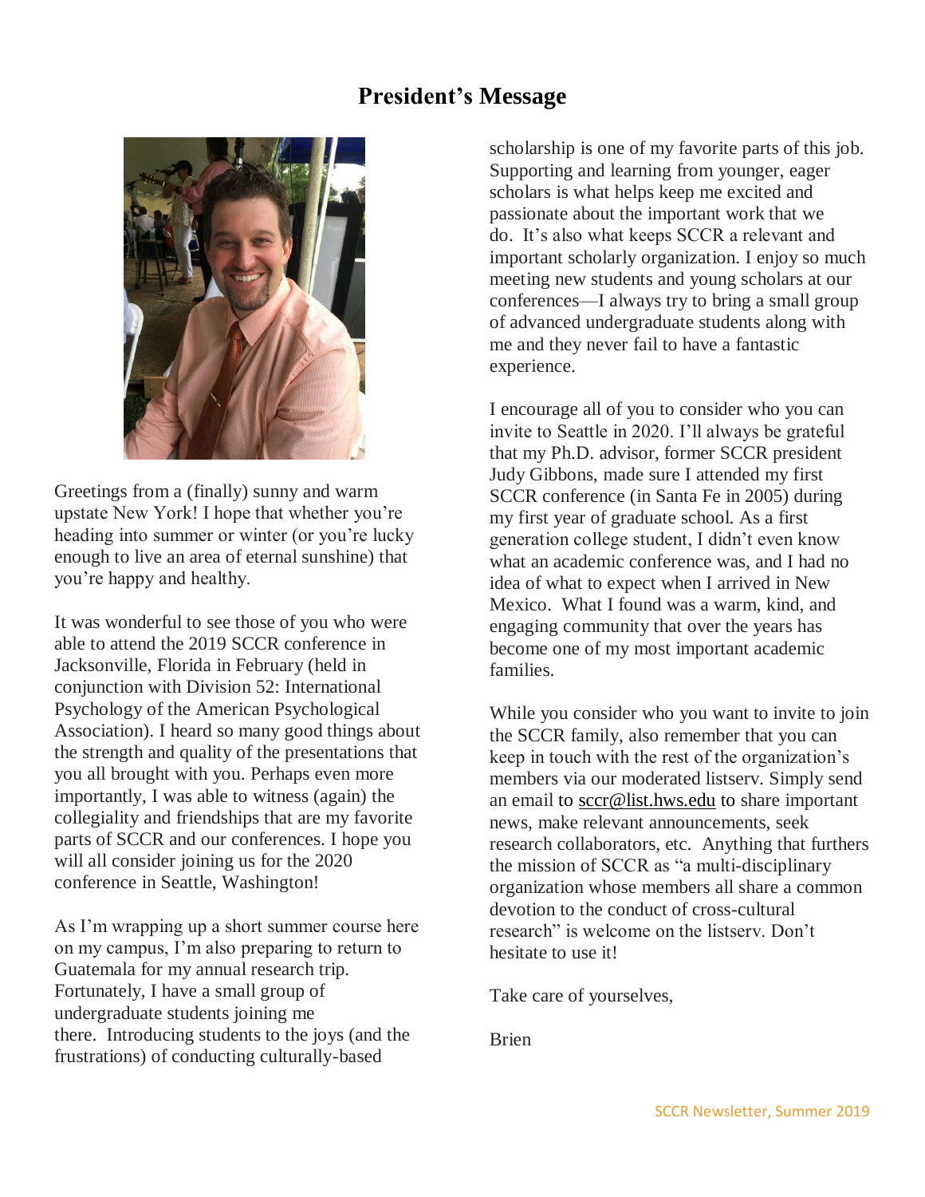# President's Message

Greetings from a (finally) sunny and warm upstate New York! I hope that whether you're heading into summer or winter (or you're lucky enough to live an area of eternal sunshine) that you're happy and healthy.

It was wonderful to see those of you who were able to attend the 2019 SCCR conference in Jacksonville, Florida in February (held in conjunction with Division 52: International Psychology of the American Psychological Association). I heard so many good things about the strength and quality of the presentations that you all brought with you. Perhaps even more importantly, I was able to witness (again) the collegiality and friendships that are my favorite parts of SCCR and our conferences. I hope you will all consider joining us for the 2020 conference in Seattle, Washington!

As I'm wrapping up a short summer course here on my campus, I'm also preparing to return to Guatemala for my annual research trip. Fortunately, I have a small group of undergraduate students joining me there. Introducing students to the joys (and the frustrations) of conducting culturally-based scholarship is one of my favorite parts of this job. Supporting and learning from younger, eager scholars is what helps keep me excited and passionate about the important work that we do. It's also what keeps SCCR a relevant and important scholarly organization. I enjoy so much meeting new students and young scholars at our conferences—I always try to bring a small group of advanced undergraduate students along with me and they never fail to have a fantastic experience.

I encourage all of you to consider who you can invite to Seattle in 2020. I'll always be grateful that my Ph.D. advisor, former SCCR president Judy Gibbons, made sure I attended my first SCCR conference (in Santa Fe in 2005) during my first year of graduate school. As a first generation college student, I didn't even know what an academic conference was, and I had no idea of what to expect when I arrived in New Mexico. What I found was a warm, kind, and engaging community that over the years has become one of my most important academic families.

While you consider who you want to invite to join the SCCR family, also remember that you can keep in touch with the rest of the organization's members via our moderated listserv. Simply send an email to sccr@list.hws.edu to share important news, make relevant announcements, seek research collaborators, etc. Anything that furthers the mission of SCCR as "a multi-disciplinary organization whose members all share a common devotion to the conduct of cross-cultural research" is welcome on the listserv. Don't hesitate to use it!

Take care of yourselves,

Brien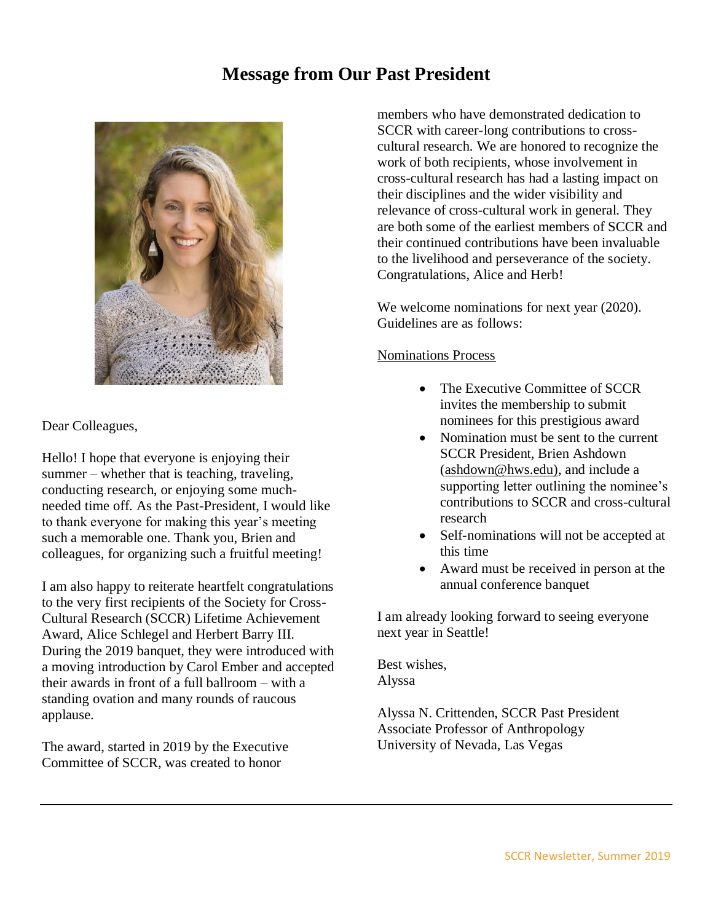# Message from Our Past President

Dear Colleagues,

Hello! I hope that everyone is enjoying their summer – whether that is teaching, traveling, conducting research, or enjoying some much-needed time off. As the Past-President, I would like to thank everyone for making this year's meeting such a memorable one. Thank you, Brien and colleagues, for organizing such a fruitful meeting!

I am also happy to reiterate heartfelt congratulations to the very first recipients of the Society for Cross-Cultural Research (SCCR) Lifetime Achievement Award, Alice Schlegel and Herbert Barry III. During the 2019 banquet, they were introduced with a moving introduction by Carol Ember and accepted their awards in front of a full ballroom – with a standing ovation and many rounds of raucous applause.

The award, started in 2019 by the Executive Committee of SCCR, was created to honor members who have demonstrated dedication to SCCR with career-long contributions to cross-cultural research. We are honored to recognize the work of both recipients, whose involvement in cross-cultural research has had a lasting impact on their disciplines and the wider visibility and relevance of cross-cultural work in general. They are both some of the earliest members of SCCR and their continued contributions have been invaluable to the livelihood and perseverance of the society. Congratulations, Alice and Herb!

We welcome nominations for next year (2020). Guidelines are as follows:

Nominations Process

- The Executive Committee of SCCR invites the membership to submit nominees for this prestigious award
- Nomination must be sent to the current SCCR President, Brien Ashdown (ashdown@hws.edu), and include a supporting letter outlining the nominee's contributions to SCCR and cross-cultural research
- Self-nominations will not be accepted at this time
- Award must be received in person at the annual conference banquet

I am already looking forward to seeing everyone next year in Seattle!

Best wishes,
Alyssa

Alyssa N. Crittenden, SCCR Past President
Associate Professor of Anthropology
University of Nevada, Las Vegas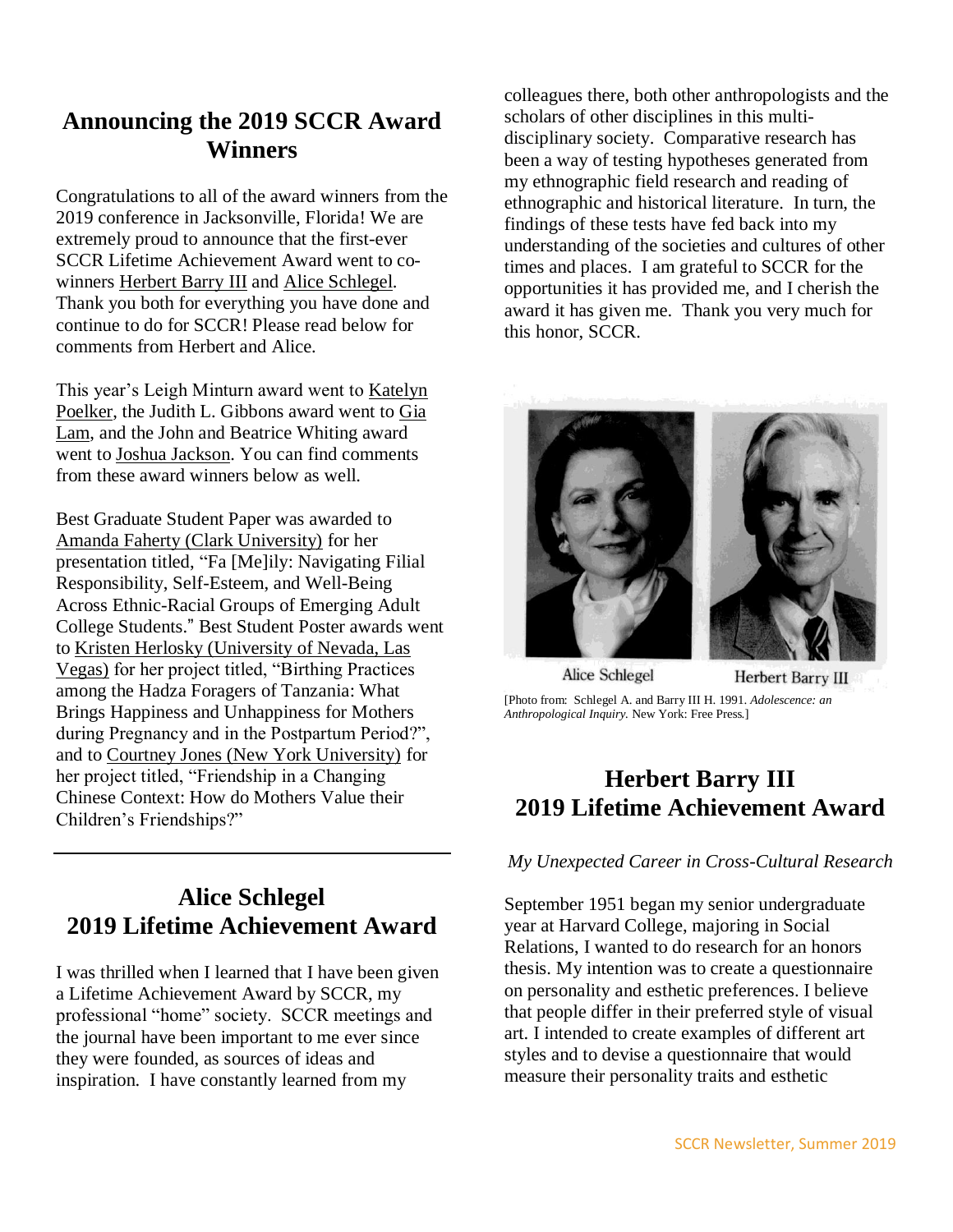## Announcing the 2019 SCCR Award Winners

Congratulations to all of the award winners from the 2019 conference in Jacksonville, Florida! We are extremely proud to announce that the first-ever SCCR Lifetime Achievement Award went to co-winners Herbert Barry III and Alice Schlegel. Thank you both for everything you have done and continue to do for SCCR! Please read below for comments from Herbert and Alice.

This year's Leigh Minturn award went to Katelyn Poelker, the Judith L. Gibbons award went to Gia Lam, and the John and Beatrice Whiting award went to Joshua Jackson. You can find comments from these award winners below as well.

Best Graduate Student Paper was awarded to Amanda Faherty (Clark University) for her presentation titled, "Fa [Me]ily: Navigating Filial Responsibility, Self-Esteem, and Well-Being Across Ethnic-Racial Groups of Emerging Adult College Students." Best Student Poster awards went to Kristen Herlosky (University of Nevada, Las Vegas) for her project titled, "Birthing Practices among the Hadza Foragers of Tanzania: What Brings Happiness and Unhappiness for Mothers during Pregnancy and in the Postpartum Period?", and to Courtney Jones (New York University) for her project titled, "Friendship in a Changing Chinese Context: How do Mothers Value their Children's Friendships?"

---

## Alice Schlegel
## 2019 Lifetime Achievement Award

I was thrilled when I learned that I have been given a Lifetime Achievement Award by SCCR, my professional "home" society. SCCR meetings and the journal have been important to me ever since they were founded, as sources of ideas and inspiration. I have constantly learned from my colleagues there, both other anthropologists and the scholars of other disciplines in this multi-disciplinary society. Comparative research has been a way of testing hypotheses generated from my ethnographic field research and reading of ethnographic and historical literature. In turn, the findings of these tests have fed back into my understanding of the societies and cultures of other times and places. I am grateful to SCCR for the opportunities it has provided me, and I cherish the award it has given me. Thank you very much for this honor, SCCR.

Alice Schlegel Herbert Barry III

[Photo from: Schlegel A. and Barry III H. 1991. *Adolescence: an Anthropological Inquiry.* New York: Free Press.]

## Herbert Barry III
## 2019 Lifetime Achievement Award

*My Unexpected Career in Cross-Cultural Research*

September 1951 began my senior undergraduate year at Harvard College, majoring in Social Relations, I wanted to do research for an honors thesis. My intention was to create a questionnaire on personality and esthetic preferences. I believe that people differ in their preferred style of visual art. I intended to create examples of different art styles and to devise a questionnaire that would measure their personality traits and esthetic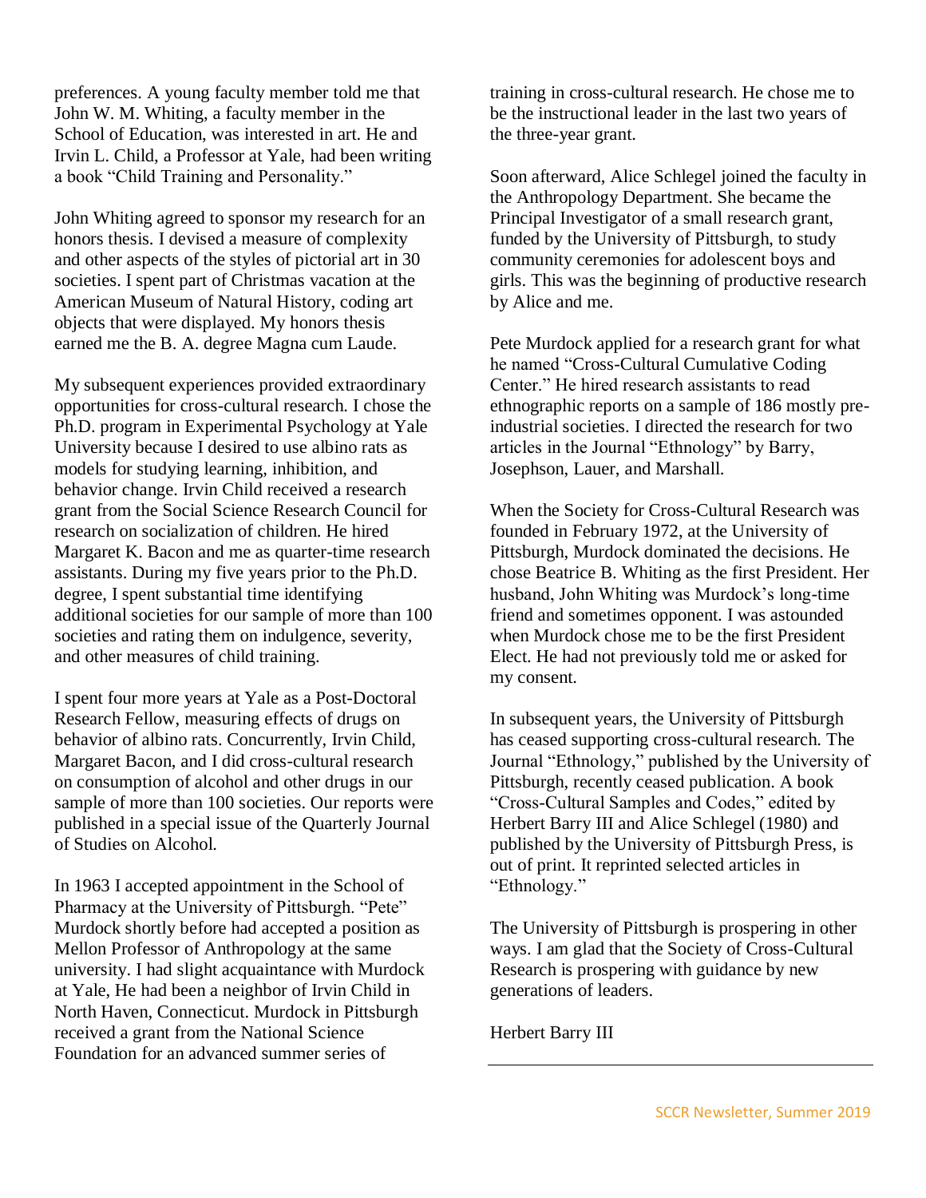preferences. A young faculty member told me that John W. M. Whiting, a faculty member in the School of Education, was interested in art. He and Irvin L. Child, a Professor at Yale, had been writing a book "Child Training and Personality."

John Whiting agreed to sponsor my research for an honors thesis. I devised a measure of complexity and other aspects of the styles of pictorial art in 30 societies. I spent part of Christmas vacation at the American Museum of Natural History, coding art objects that were displayed. My honors thesis earned me the B. A. degree Magna cum Laude.

My subsequent experiences provided extraordinary opportunities for cross-cultural research. I chose the Ph.D. program in Experimental Psychology at Yale University because I desired to use albino rats as models for studying learning, inhibition, and behavior change. Irvin Child received a research grant from the Social Science Research Council for research on socialization of children. He hired Margaret K. Bacon and me as quarter-time research assistants. During my five years prior to the Ph.D. degree, I spent substantial time identifying additional societies for our sample of more than 100 societies and rating them on indulgence, severity, and other measures of child training.

I spent four more years at Yale as a Post-Doctoral Research Fellow, measuring effects of drugs on behavior of albino rats. Concurrently, Irvin Child, Margaret Bacon, and I did cross-cultural research on consumption of alcohol and other drugs in our sample of more than 100 societies. Our reports were published in a special issue of the Quarterly Journal of Studies on Alcohol.

In 1963 I accepted appointment in the School of Pharmacy at the University of Pittsburgh. "Pete" Murdock shortly before had accepted a position as Mellon Professor of Anthropology at the same university. I had slight acquaintance with Murdock at Yale, He had been a neighbor of Irvin Child in North Haven, Connecticut. Murdock in Pittsburgh received a grant from the National Science Foundation for an advanced summer series of training in cross-cultural research. He chose me to be the instructional leader in the last two years of the three-year grant.

Soon afterward, Alice Schlegel joined the faculty in the Anthropology Department. She became the Principal Investigator of a small research grant, funded by the University of Pittsburgh, to study community ceremonies for adolescent boys and girls. This was the beginning of productive research by Alice and me.

Pete Murdock applied for a research grant for what he named "Cross-Cultural Cumulative Coding Center." He hired research assistants to read ethnographic reports on a sample of 186 mostly pre-industrial societies. I directed the research for two articles in the Journal "Ethnology" by Barry, Josephson, Lauer, and Marshall.

When the Society for Cross-Cultural Research was founded in February 1972, at the University of Pittsburgh, Murdock dominated the decisions. He chose Beatrice B. Whiting as the first President. Her husband, John Whiting was Murdock's long-time friend and sometimes opponent. I was astounded when Murdock chose me to be the first President Elect. He had not previously told me or asked for my consent.

In subsequent years, the University of Pittsburgh has ceased supporting cross-cultural research. The Journal "Ethnology," published by the University of Pittsburgh, recently ceased publication. A book "Cross-Cultural Samples and Codes," edited by Herbert Barry III and Alice Schlegel (1980) and published by the University of Pittsburgh Press, is out of print. It reprinted selected articles in "Ethnology."

The University of Pittsburgh is prospering in other ways. I am glad that the Society of Cross-Cultural Research is prospering with guidance by new generations of leaders.

Herbert Barry III

---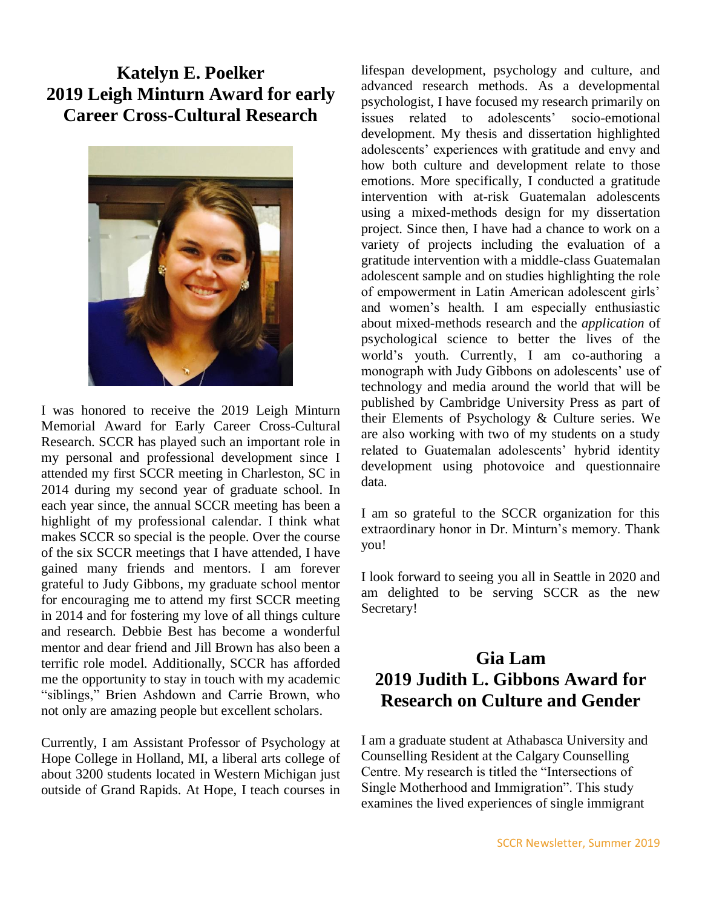## Katelyn E. Poelker
## 2019 Leigh Minturn Award for early Career Cross-Cultural Research

I was honored to receive the 2019 Leigh Minturn Memorial Award for Early Career Cross-Cultural Research. SCCR has played such an important role in my personal and professional development since I attended my first SCCR meeting in Charleston, SC in 2014 during my second year of graduate school. In each year since, the annual SCCR meeting has been a highlight of my professional calendar. I think what makes SCCR so special is the people. Over the course of the six SCCR meetings that I have attended, I have gained many friends and mentors. I am forever grateful to Judy Gibbons, my graduate school mentor for encouraging me to attend my first SCCR meeting in 2014 and for fostering my love of all things culture and research. Debbie Best has become a wonderful mentor and dear friend and Jill Brown has also been a terrific role model. Additionally, SCCR has afforded me the opportunity to stay in touch with my academic "siblings," Brien Ashdown and Carrie Brown, who not only are amazing people but excellent scholars.

Currently, I am Assistant Professor of Psychology at Hope College in Holland, MI, a liberal arts college of about 3200 students located in Western Michigan just outside of Grand Rapids. At Hope, I teach courses in lifespan development, psychology and culture, and advanced research methods. As a developmental psychologist, I have focused my research primarily on issues related to adolescents' socio-emotional development. My thesis and dissertation highlighted adolescents' experiences with gratitude and envy and how both culture and development relate to those emotions. More specifically, I conducted a gratitude intervention with at-risk Guatemalan adolescents using a mixed-methods design for my dissertation project. Since then, I have had a chance to work on a variety of projects including the evaluation of a gratitude intervention with a middle-class Guatemalan adolescent sample and on studies highlighting the role of empowerment in Latin American adolescent girls' and women's health. I am especially enthusiastic about mixed-methods research and the *application* of psychological science to better the lives of the world's youth. Currently, I am co-authoring a monograph with Judy Gibbons on adolescents' use of technology and media around the world that will be published by Cambridge University Press as part of their Elements of Psychology & Culture series. We are also working with two of my students on a study related to Guatemalan adolescents' hybrid identity development using photovoice and questionnaire data.

I am so grateful to the SCCR organization for this extraordinary honor in Dr. Minturn's memory. Thank you!

I look forward to seeing you all in Seattle in 2020 and am delighted to be serving SCCR as the new Secretary!

## Gia Lam
## 2019 Judith L. Gibbons Award for Research on Culture and Gender

I am a graduate student at Athabasca University and Counselling Resident at the Calgary Counselling Centre. My research is titled the "Intersections of Single Motherhood and Immigration". This study examines the lived experiences of single immigrant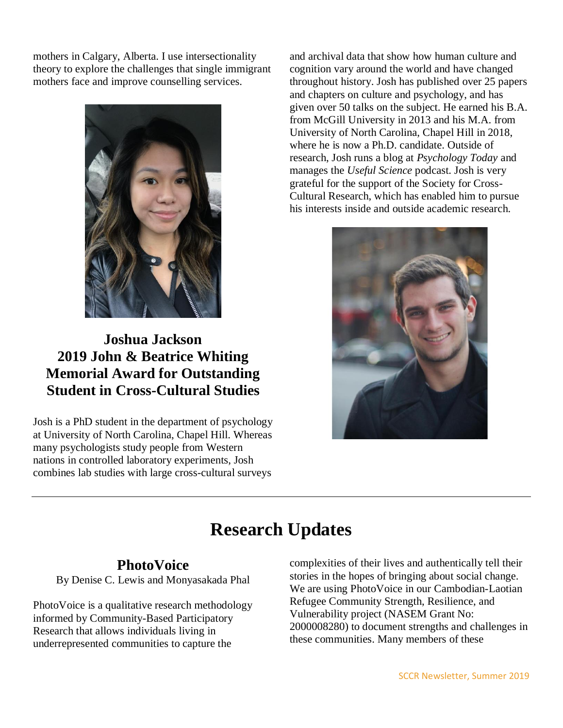mothers in Calgary, Alberta. I use intersectionality theory to explore the challenges that single immigrant mothers face and improve counselling services.

### Joshua Jackson
### 2019 John & Beatrice Whiting Memorial Award for Outstanding Student in Cross-Cultural Studies

Josh is a PhD student in the department of psychology at University of North Carolina, Chapel Hill. Whereas many psychologists study people from Western nations in controlled laboratory experiments, Josh combines lab studies with large cross-cultural surveys and archival data that show how human culture and cognition vary around the world and have changed throughout history. Josh has published over 25 papers and chapters on culture and psychology, and has given over 50 talks on the subject. He earned his B.A. from McGill University in 2013 and his M.A. from University of North Carolina, Chapel Hill in 2018, where he is now a Ph.D. candidate. Outside of research, Josh runs a blog at *Psychology Today* and manages the *Useful Science* podcast. Josh is very grateful for the support of the Society for Cross-Cultural Research, which has enabled him to pursue his interests inside and outside academic research.

---

# Research Updates

## PhotoVoice

By Denise C. Lewis and Monyasakada Phal

PhotoVoice is a qualitative research methodology informed by Community-Based Participatory Research that allows individuals living in underrepresented communities to capture the complexities of their lives and authentically tell their stories in the hopes of bringing about social change. We are using PhotoVoice in our Cambodian-Laotian Refugee Community Strength, Resilience, and Vulnerability project (NASEM Grant No: 2000008280) to document strengths and challenges in these communities. Many members of these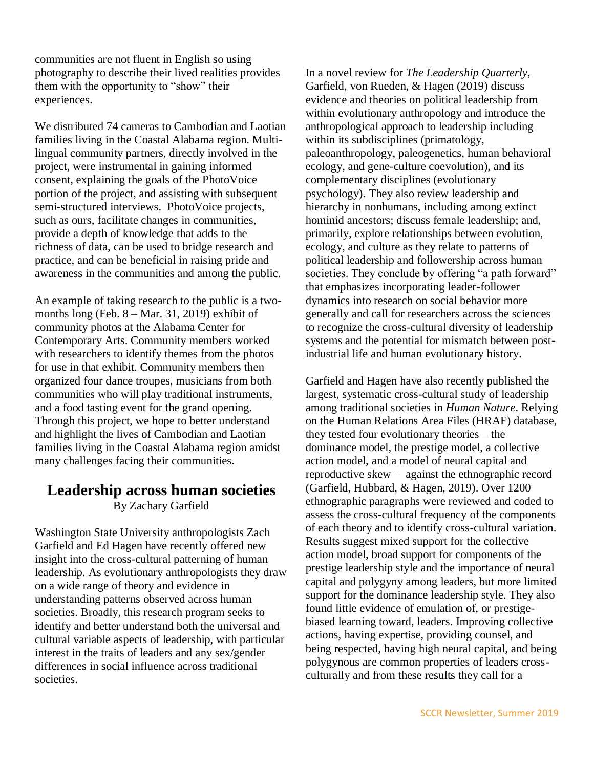communities are not fluent in English so using photography to describe their lived realities provides them with the opportunity to "show" their experiences.

We distributed 74 cameras to Cambodian and Laotian families living in the Coastal Alabama region. Multi-lingual community partners, directly involved in the project, were instrumental in gaining informed consent, explaining the goals of the PhotoVoice portion of the project, and assisting with subsequent semi-structured interviews. PhotoVoice projects, such as ours, facilitate changes in communities, provide a depth of knowledge that adds to the richness of data, can be used to bridge research and practice, and can be beneficial in raising pride and awareness in the communities and among the public.

An example of taking research to the public is a two-months long (Feb. 8 – Mar. 31, 2019) exhibit of community photos at the Alabama Center for Contemporary Arts. Community members worked with researchers to identify themes from the photos for use in that exhibit. Community members then organized four dance troupes, musicians from both communities who will play traditional instruments, and a food tasting event for the grand opening. Through this project, we hope to better understand and highlight the lives of Cambodian and Laotian families living in the Coastal Alabama region amidst many challenges facing their communities.

## Leadership across human societies

By Zachary Garfield

Washington State University anthropologists Zach Garfield and Ed Hagen have recently offered new insight into the cross-cultural patterning of human leadership. As evolutionary anthropologists they draw on a wide range of theory and evidence in understanding patterns observed across human societies. Broadly, this research program seeks to identify and better understand both the universal and cultural variable aspects of leadership, with particular interest in the traits of leaders and any sex/gender differences in social influence across traditional societies.

In a novel review for *The Leadership Quarterly*, Garfield, von Rueden, & Hagen (2019) discuss evidence and theories on political leadership from within evolutionary anthropology and introduce the anthropological approach to leadership including within its subdisciplines (primatology, paleoanthropology, paleogenetics, human behavioral ecology, and gene-culture coevolution), and its complementary disciplines (evolutionary psychology). They also review leadership and hierarchy in nonhumans, including among extinct hominid ancestors; discuss female leadership; and, primarily, explore relationships between evolution, ecology, and culture as they relate to patterns of political leadership and followership across human societies. They conclude by offering "a path forward" that emphasizes incorporating leader-follower dynamics into research on social behavior more generally and call for researchers across the sciences to recognize the cross-cultural diversity of leadership systems and the potential for mismatch between post-industrial life and human evolutionary history.

Garfield and Hagen have also recently published the largest, systematic cross-cultural study of leadership among traditional societies in *Human Nature*. Relying on the Human Relations Area Files (HRAF) database, they tested four evolutionary theories – the dominance model, the prestige model, a collective action model, and a model of neural capital and reproductive skew – against the ethnographic record (Garfield, Hubbard, & Hagen, 2019). Over 1200 ethnographic paragraphs were reviewed and coded to assess the cross-cultural frequency of the components of each theory and to identify cross-cultural variation. Results suggest mixed support for the collective action model, broad support for components of the prestige leadership style and the importance of neural capital and polygyny among leaders, but more limited support for the dominance leadership style. They also found little evidence of emulation of, or prestige-biased learning toward, leaders. Improving collective actions, having expertise, providing counsel, and being respected, having high neural capital, and being polygynous are common properties of leaders cross-culturally and from these results they call for a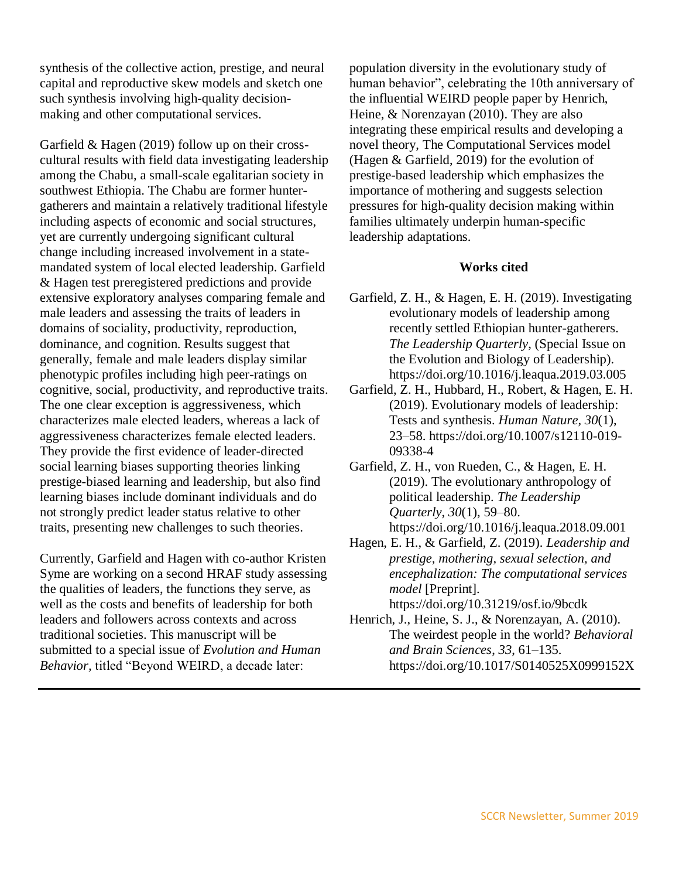synthesis of the collective action, prestige, and neural capital and reproductive skew models and sketch one such synthesis involving high-quality decision-making and other computational services.

Garfield & Hagen (2019) follow up on their cross-cultural results with field data investigating leadership among the Chabu, a small-scale egalitarian society in southwest Ethiopia. The Chabu are former hunter-gatherers and maintain a relatively traditional lifestyle including aspects of economic and social structures, yet are currently undergoing significant cultural change including increased involvement in a state-mandated system of local elected leadership. Garfield & Hagen test preregistered predictions and provide extensive exploratory analyses comparing female and male leaders and assessing the traits of leaders in domains of sociality, productivity, reproduction, dominance, and cognition. Results suggest that generally, female and male leaders display similar phenotypic profiles including high peer-ratings on cognitive, social, productivity, and reproductive traits. The one clear exception is aggressiveness, which characterizes male elected leaders, whereas a lack of aggressiveness characterizes female elected leaders. They provide the first evidence of leader-directed social learning biases supporting theories linking prestige-biased learning and leadership, but also find learning biases include dominant individuals and do not strongly predict leader status relative to other traits, presenting new challenges to such theories.

Currently, Garfield and Hagen with co-author Kristen Syme are working on a second HRAF study assessing the qualities of leaders, the functions they serve, as well as the costs and benefits of leadership for both leaders and followers across contexts and across traditional societies. This manuscript will be submitted to a special issue of *Evolution and Human Behavior*, titled "Beyond WEIRD, a decade later: population diversity in the evolutionary study of human behavior", celebrating the 10th anniversary of the influential WEIRD people paper by Henrich, Heine, & Norenzayan (2010). They are also integrating these empirical results and developing a novel theory, The Computational Services model (Hagen & Garfield, 2019) for the evolution of prestige-based leadership which emphasizes the importance of mothering and suggests selection pressures for high-quality decision making within families ultimately underpin human-specific leadership adaptations.

**Works cited**

Garfield, Z. H., & Hagen, E. H. (2019). Investigating evolutionary models of leadership among recently settled Ethiopian hunter-gatherers. *The Leadership Quarterly*, (Special Issue on the Evolution and Biology of Leadership). https://doi.org/10.1016/j.leaqua.2019.03.005

Garfield, Z. H., Hubbard, H., Robert, & Hagen, E. H. (2019). Evolutionary models of leadership: Tests and synthesis. *Human Nature*, *30*(1), 23–58. https://doi.org/10.1007/s12110-019-09338-4

Garfield, Z. H., von Rueden, C., & Hagen, E. H. (2019). The evolutionary anthropology of political leadership. *The Leadership Quarterly*, *30*(1), 59–80. https://doi.org/10.1016/j.leaqua.2018.09.001

Hagen, E. H., & Garfield, Z. (2019). *Leadership and prestige, mothering, sexual selection, and encephalization: The computational services model* [Preprint]. https://doi.org/10.31219/osf.io/9bcdk

Henrich, J., Heine, S. J., & Norenzayan, A. (2010). The weirdest people in the world? *Behavioral and Brain Sciences*, *33*, 61–135. https://doi.org/10.1017/S0140525X0999152X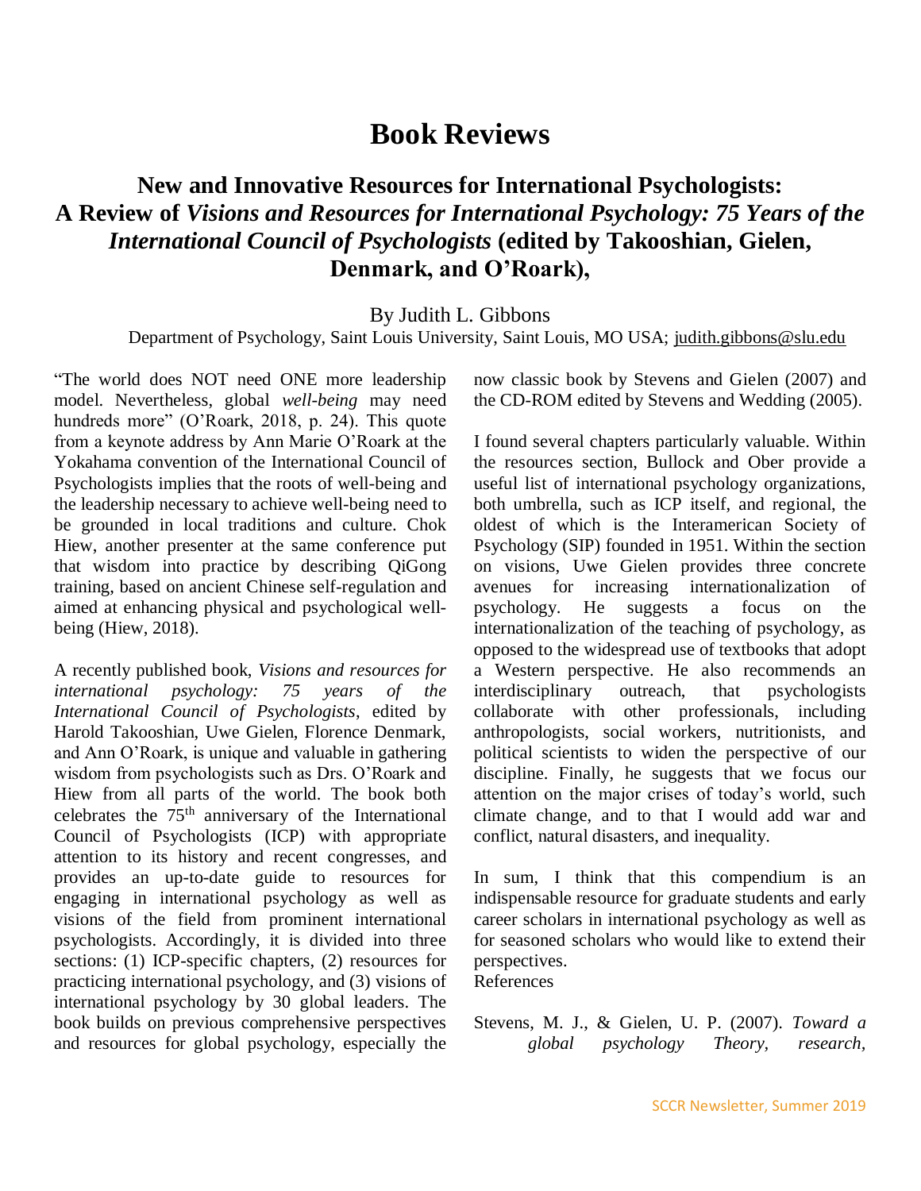# Book Reviews

## New and Innovative Resources for International Psychologists: A Review of *Visions and Resources for International Psychology: 75 Years of the International Council of Psychologists* (edited by Takooshian, Gielen, Denmark, and O'Roark),

By Judith L. Gibbons

Department of Psychology, Saint Louis University, Saint Louis, MO USA; judith.gibbons@slu.edu

"The world does NOT need ONE more leadership model. Nevertheless, global *well-being* may need hundreds more" (O'Roark, 2018, p. 24). This quote from a keynote address by Ann Marie O'Roark at the Yokahama convention of the International Council of Psychologists implies that the roots of well-being and the leadership necessary to achieve well-being need to be grounded in local traditions and culture. Chok Hiew, another presenter at the same conference put that wisdom into practice by describing QiGong training, based on ancient Chinese self-regulation and aimed at enhancing physical and psychological well-being (Hiew, 2018).

A recently published book, *Visions and resources for international psychology: 75 years of the International Council of Psychologists*, edited by Harold Takooshian, Uwe Gielen, Florence Denmark, and Ann O'Roark, is unique and valuable in gathering wisdom from psychologists such as Drs. O'Roark and Hiew from all parts of the world. The book both celebrates the 75th anniversary of the International Council of Psychologists (ICP) with appropriate attention to its history and recent congresses, and provides an up-to-date guide to resources for engaging in international psychology as well as visions of the field from prominent international psychologists. Accordingly, it is divided into three sections: (1) ICP-specific chapters, (2) resources for practicing international psychology, and (3) visions of international psychology by 30 global leaders. The book builds on previous comprehensive perspectives and resources for global psychology, especially the now classic book by Stevens and Gielen (2007) and the CD-ROM edited by Stevens and Wedding (2005).

I found several chapters particularly valuable. Within the resources section, Bullock and Ober provide a useful list of international psychology organizations, both umbrella, such as ICP itself, and regional, the oldest of which is the Interamerican Society of Psychology (SIP) founded in 1951. Within the section on visions, Uwe Gielen provides three concrete avenues for increasing internationalization of psychology. He suggests a focus on the internationalization of the teaching of psychology, as opposed to the widespread use of textbooks that adopt a Western perspective. He also recommends an interdisciplinary outreach, that psychologists collaborate with other professionals, including anthropologists, social workers, nutritionists, and political scientists to widen the perspective of our discipline. Finally, he suggests that we focus our attention on the major crises of today's world, such climate change, and to that I would add war and conflict, natural disasters, and inequality.

In sum, I think that this compendium is an indispensable resource for graduate students and early career scholars in international psychology as well as for seasoned scholars who would like to extend their perspectives.

References

Stevens, M. J., & Gielen, U. P. (2007). *Toward a global psychology Theory, research,*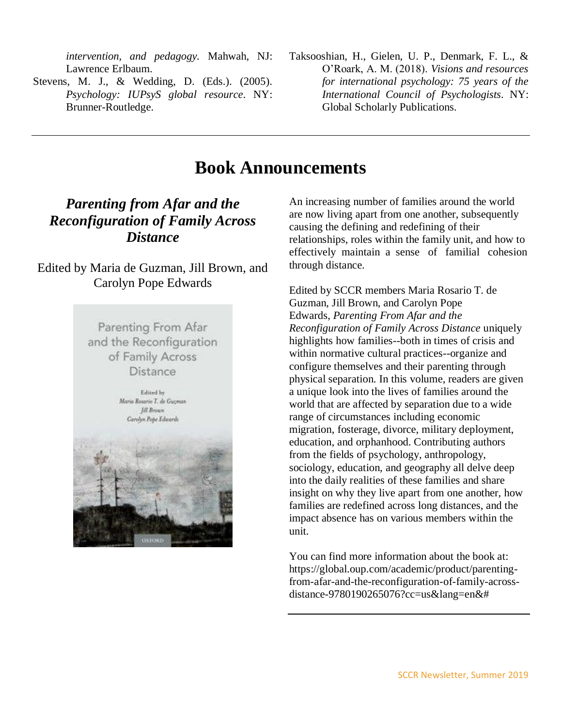*intervention, and pedagogy.* Mahwah, NJ: Lawrence Erlbaum.

Stevens, M. J., & Wedding, D. (Eds.). (2005). *Psychology: IUPsyS global resource*. NY: Brunner-Routledge.

Taksooshian, H., Gielen, U. P., Denmark, F. L., & O'Roark, A. M. (2018). *Visions and resources for international psychology: 75 years of the International Council of Psychologists*. NY: Global Scholarly Publications.

---

# Book Announcements

## *Parenting from Afar and the Reconfiguration of Family Across Distance*

Edited by Maria de Guzman, Jill Brown, and Carolyn Pope Edwards

An increasing number of families around the world are now living apart from one another, subsequently causing the defining and redefining of their relationships, roles within the family unit, and how to effectively maintain a sense of familial cohesion through distance.

Edited by SCCR members Maria Rosario T. de Guzman, Jill Brown, and Carolyn Pope Edwards, *Parenting From Afar and the Reconfiguration of Family Across Distance* uniquely highlights how families--both in times of crisis and within normative cultural practices--organize and configure themselves and their parenting through physical separation. In this volume, readers are given a unique look into the lives of families around the world that are affected by separation due to a wide range of circumstances including economic migration, fosterage, divorce, military deployment, education, and orphanhood. Contributing authors from the fields of psychology, anthropology, sociology, education, and geography all delve deep into the daily realities of these families and share insight on why they live apart from one another, how families are redefined across long distances, and the impact absence has on various members within the unit.

You can find more information about the book at: https://global.oup.com/academic/product/parenting-from-afar-and-the-reconfiguration-of-family-across-distance-9780190265076?cc=us&lang=en&#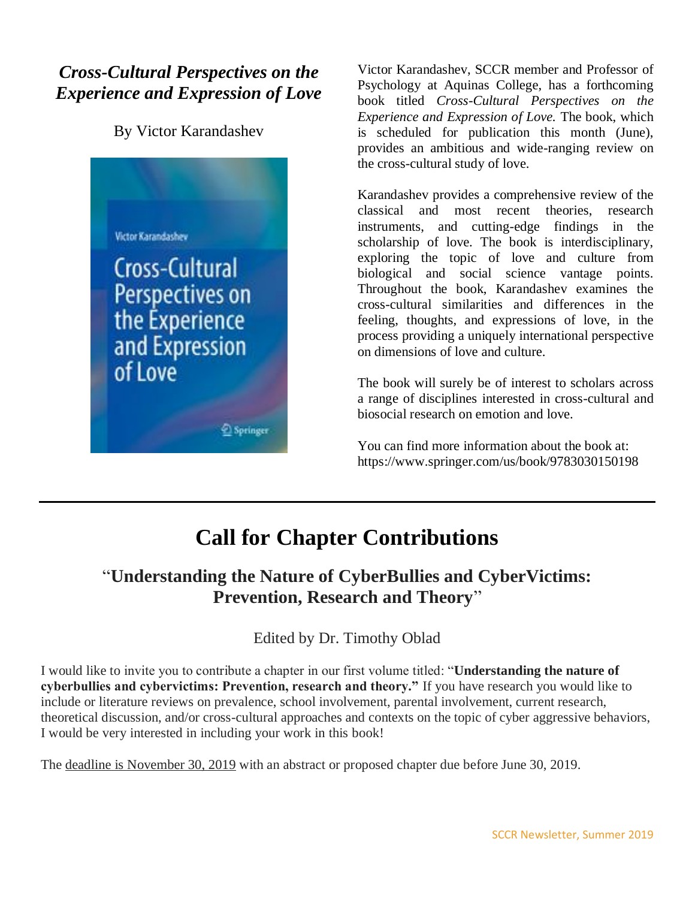## *Cross-Cultural Perspectives on the Experience and Expression of Love*

By Victor Karandashev

Victor Karandashev, SCCR member and Professor of Psychology at Aquinas College, has a forthcoming book titled *Cross-Cultural Perspectives on the Experience and Expression of Love.* The book, which is scheduled for publication this month (June), provides an ambitious and wide-ranging review on the cross-cultural study of love.

Karandashev provides a comprehensive review of the classical and most recent theories, research instruments, and cutting-edge findings in the scholarship of love. The book is interdisciplinary, exploring the topic of love and culture from biological and social science vantage points. Throughout the book, Karandashev examines the cross-cultural similarities and differences in the feeling, thoughts, and expressions of love, in the process providing a uniquely international perspective on dimensions of love and culture.

The book will surely be of interest to scholars across a range of disciplines interested in cross-cultural and biosocial research on emotion and love.

You can find more information about the book at: https://www.springer.com/us/book/9783030150198

---

# Call for Chapter Contributions

## "Understanding the Nature of CyberBullies and CyberVictims: Prevention, Research and Theory"

Edited by Dr. Timothy Oblad

I would like to invite you to contribute a chapter in our first volume titled: "**Understanding the nature of cyberbullies and cybervictims: Prevention, research and theory.**" If you have research you would like to include or literature reviews on prevalence, school involvement, parental involvement, current research, theoretical discussion, and/or cross-cultural approaches and contexts on the topic of cyber aggressive behaviors, I would be very interested in including your work in this book!

The deadline is November 30, 2019 with an abstract or proposed chapter due before June 30, 2019.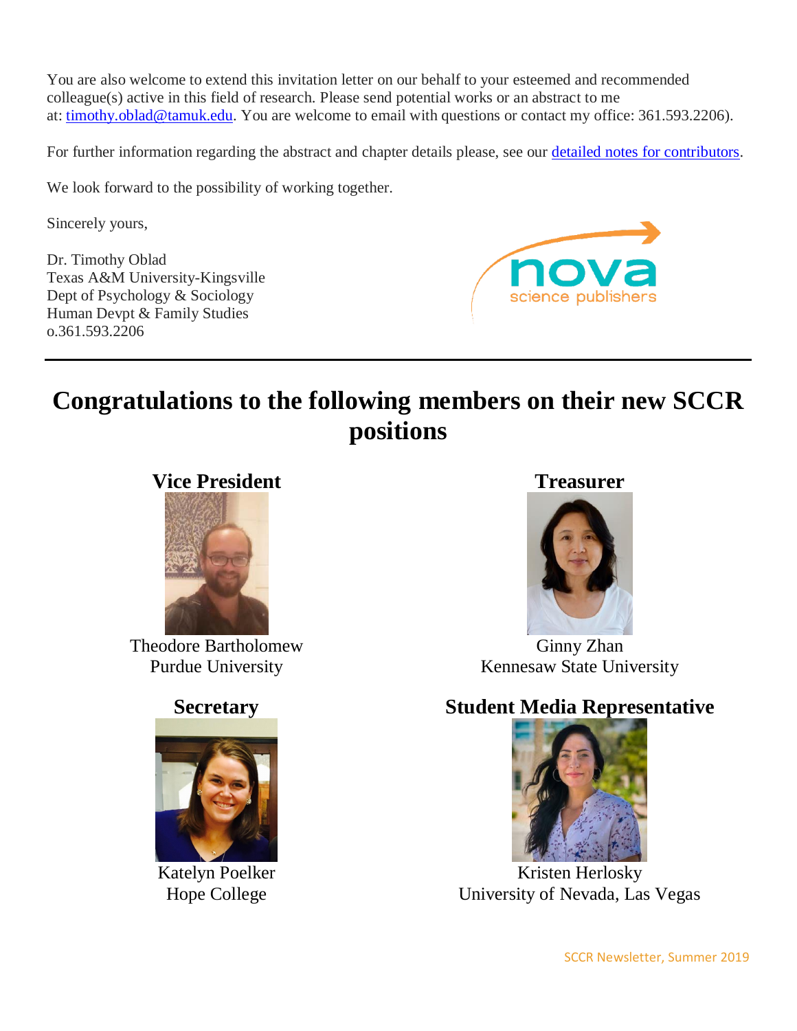You are also welcome to extend this invitation letter on our behalf to your esteemed and recommended colleague(s) active in this field of research. Please send potential works or an abstract to me at: timothy.oblad@tamuk.edu. You are welcome to email with questions or contact my office: 361.593.2206).

For further information regarding the abstract and chapter details please, see our detailed notes for contributors.

We look forward to the possibility of working together.

Sincerely yours,

Dr. Timothy Oblad
Texas A&M University-Kingsville
Dept of Psychology & Sociology
Human Devpt & Family Studies
o.361.593.2206

---

# Congratulations to the following members on their new SCCR positions

### Vice President

Theodore Bartholomew
Purdue University

### Treasurer

Ginny Zhan
Kennesaw State University

### Secretary

Katelyn Poelker
Hope College

### Student Media Representative

Kristen Herlosky
University of Nevada, Las Vegas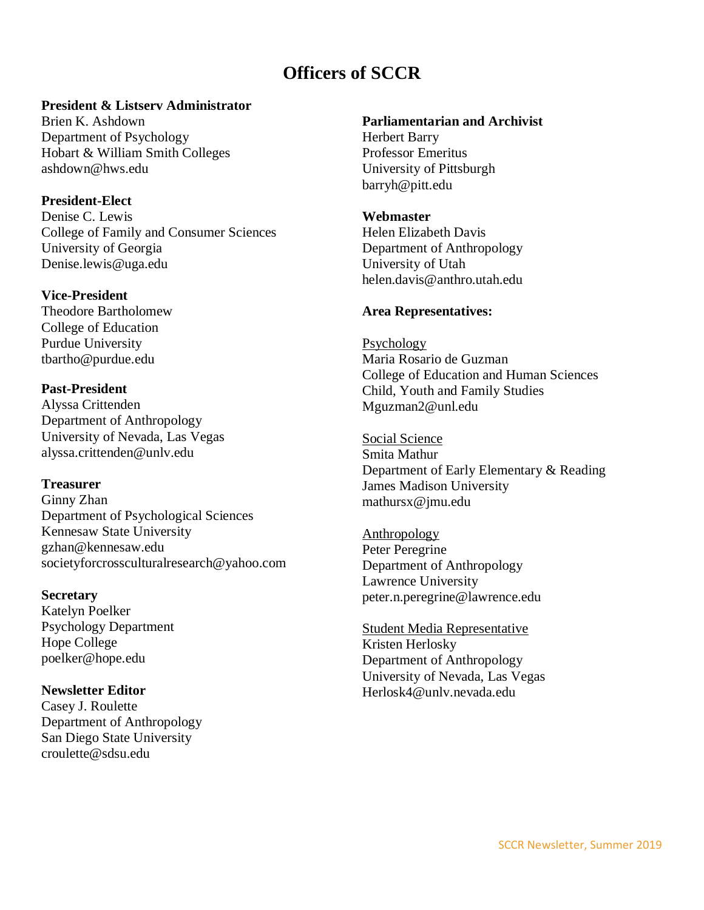# Officers of SCCR

**President & Listserv Administrator**
Brien K. Ashdown
Department of Psychology
Hobart & William Smith Colleges
ashdown@hws.edu

**President-Elect**
Denise C. Lewis
College of Family and Consumer Sciences
University of Georgia
Denise.lewis@uga.edu

**Vice-President**
Theodore Bartholomew
College of Education
Purdue University
tbartho@purdue.edu

**Past-President**
Alyssa Crittenden
Department of Anthropology
University of Nevada, Las Vegas
alyssa.crittenden@unlv.edu

**Treasurer**
Ginny Zhan
Department of Psychological Sciences
Kennesaw State University
gzhan@kennesaw.edu
societyforcrossculturalresearch@yahoo.com

**Secretary**
Katelyn Poelker
Psychology Department
Hope College
poelker@hope.edu

**Newsletter Editor**
Casey J. Roulette
Department of Anthropology
San Diego State University
croulette@sdsu.edu

**Parliamentarian and Archivist**
Herbert Barry
Professor Emeritus
University of Pittsburgh
barryh@pitt.edu

**Webmaster**
Helen Elizabeth Davis
Department of Anthropology
University of Utah
helen.davis@anthro.utah.edu

**Area Representatives:**

Psychology
Maria Rosario de Guzman
College of Education and Human Sciences
Child, Youth and Family Studies
Mguzman2@unl.edu

Social Science
Smita Mathur
Department of Early Elementary & Reading
James Madison University
mathursx@jmu.edu

Anthropology
Peter Peregrine
Department of Anthropology
Lawrence University
peter.n.peregrine@lawrence.edu

Student Media Representative
Kristen Herlosky
Department of Anthropology
University of Nevada, Las Vegas
Herlosk4@unlv.nevada.edu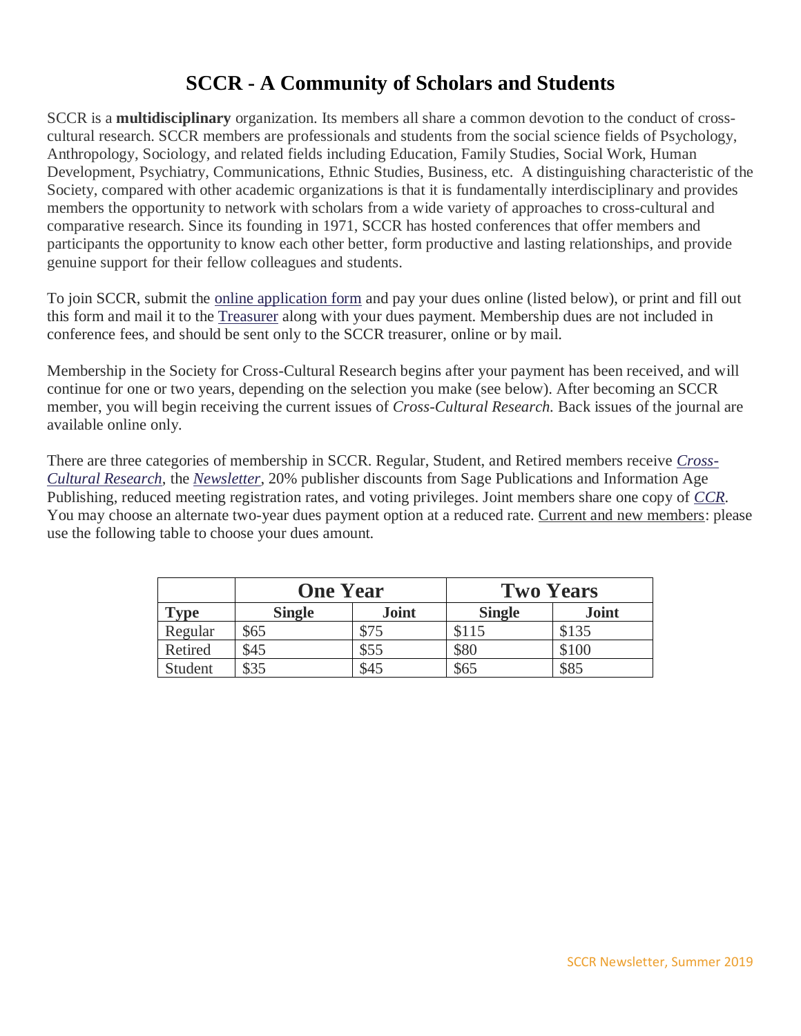# SCCR - A Community of Scholars and Students

SCCR is a **multidisciplinary** organization. Its members all share a common devotion to the conduct of cross-cultural research. SCCR members are professionals and students from the social science fields of Psychology, Anthropology, Sociology, and related fields including Education, Family Studies, Social Work, Human Development, Psychiatry, Communications, Ethnic Studies, Business, etc. A distinguishing characteristic of the Society, compared with other academic organizations is that it is fundamentally interdisciplinary and provides members the opportunity to network with scholars from a wide variety of approaches to cross-cultural and comparative research. Since its founding in 1971, SCCR has hosted conferences that offer members and participants the opportunity to know each other better, form productive and lasting relationships, and provide genuine support for their fellow colleagues and students.

To join SCCR, submit the online application form and pay your dues online (listed below), or print and fill out this form and mail it to the Treasurer along with your dues payment. Membership dues are not included in conference fees, and should be sent only to the SCCR treasurer, online or by mail.

Membership in the Society for Cross-Cultural Research begins after your payment has been received, and will continue for one or two years, depending on the selection you make (see below). After becoming an SCCR member, you will begin receiving the current issues of *Cross-Cultural Research.* Back issues of the journal are available online only.

There are three categories of membership in SCCR. Regular, Student, and Retired members receive *Cross-Cultural Research*, the *Newsletter*, 20% publisher discounts from Sage Publications and Information Age Publishing, reduced meeting registration rates, and voting privileges. Joint members share one copy of *CCR*. You may choose an alternate two-year dues payment option at a reduced rate. Current and new members: please use the following table to choose your dues amount.

| | **One Year** | | **Two Years** | |
|---|---|---|---|---|
| **Type** | **Single** | **Joint** | **Single** | **Joint** |
| Regular | $65 | $75 | $115 | $135 |
| Retired | $45 | $55 | $80 | $100 |
| Student | $35 | $45 | $65 | $85 |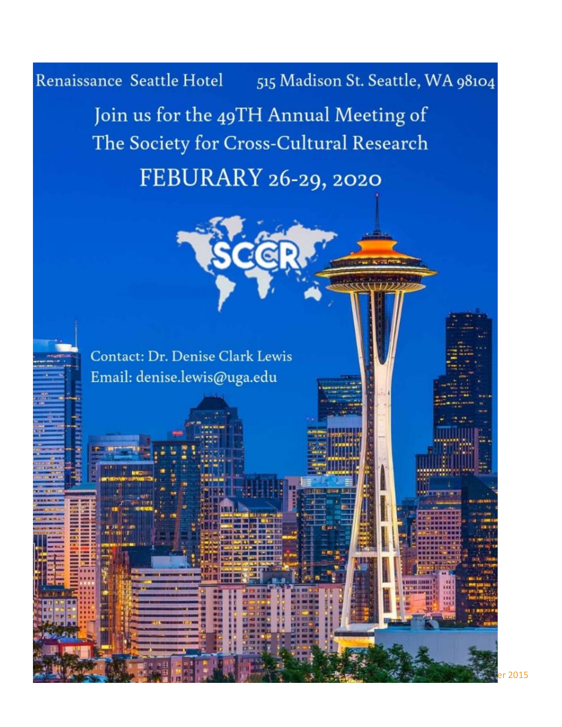Renaissance Seattle Hotel 515 Madison St. Seattle, WA 98104

Join us for the 49TH Annual Meeting of
The Society for Cross-Cultural Research

FEBURARY 26-29, 2020

SCCR

Contact: Dr. Denise Clark Lewis
Email: denise.lewis@uga.edu